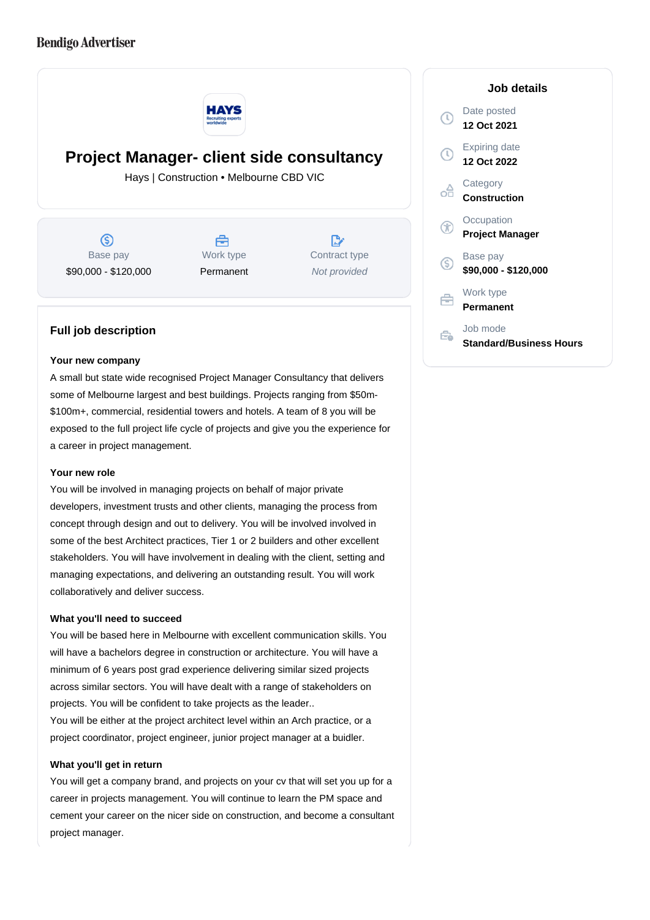Bendigo Advertiser

# Project Manager- client side consultancy

Hays | Construction • Melbourne CBD VIC

| Base pay | Work type | Contract type |
| --- | --- | --- |
| $90,000 - $120,000 | Permanent | *Not provided* |

## Job details

Date posted
**12 Oct 2021**

Expiring date
**12 Oct 2022**

Category
**Construction**

Occupation
**Project Manager**

Base pay
**$90,000 - $120,000**

Work type
**Permanent**

Job mode
**Standard/Business Hours**

## Full job description

**Your new company**

A small but state wide recognised Project Manager Consultancy that delivers some of Melbourne largest and best buildings. Projects ranging from $50m-$100m+, commercial, residential towers and hotels. A team of 8 you will be exposed to the full project life cycle of projects and give you the experience for a career in project management.

**Your new role**

You will be involved in managing projects on behalf of major private developers, investment trusts and other clients, managing the process from concept through design and out to delivery. You will be involved involved in some of the best Architect practices, Tier 1 or 2 builders and other excellent stakeholders. You will have involvement in dealing with the client, setting and managing expectations, and delivering an outstanding result. You will work collaboratively and deliver success.

**What you'll need to succeed**

You will be based here in Melbourne with excellent communication skills. You will have a bachelors degree in construction or architecture. You will have a minimum of 6 years post grad experience delivering similar sized projects across similar sectors. You will have dealt with a range of stakeholders on projects. You will be confident to take projects as the leader..
You will be either at the project architect level within an Arch practice, or a project coordinator, project engineer, junior project manager at a buidler.

**What you'll get in return**

You will get a company brand, and projects on your cv that will set you up for a career in projects management. You will continue to learn the PM space and cement your career on the nicer side on construction, and become a consultant project manager.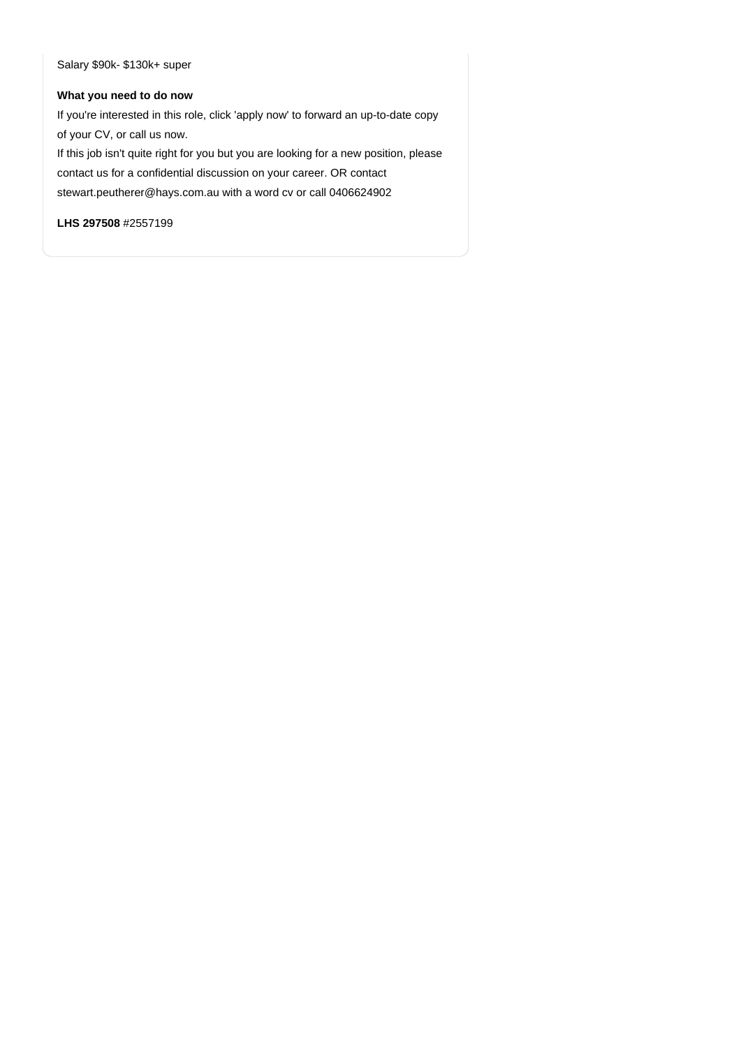Salary $90k- $130k+ super

**What you need to do now**

If you're interested in this role, click 'apply now' to forward an up-to-date copy of your CV, or call us now.
If this job isn't quite right for you but you are looking for a new position, please contact us for a confidential discussion on your career. OR contact stewart.peutherer@hays.com.au with a word cv or call 0406624902

**LHS 297508** #2557199